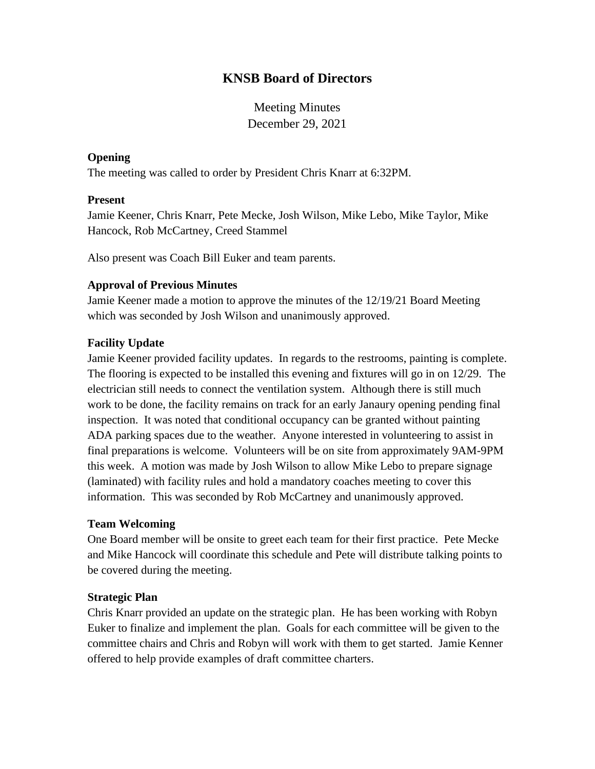# KNSB Board of Directors

Meeting Minutes
December 29, 2021

**Opening**
The meeting was called to order by President Chris Knarr at 6:32PM.

**Present**
Jamie Keener, Chris Knarr, Pete Mecke, Josh Wilson, Mike Lebo, Mike Taylor, Mike Hancock, Rob McCartney, Creed Stammel

Also present was Coach Bill Euker and team parents.

**Approval of Previous Minutes**
Jamie Keener made a motion to approve the minutes of the 12/19/21 Board Meeting which was seconded by Josh Wilson and unanimously approved.

**Facility Update**
Jamie Keener provided facility updates. In regards to the restrooms, painting is complete. The flooring is expected to be installed this evening and fixtures will go in on 12/29. The electrician still needs to connect the ventilation system. Although there is still much work to be done, the facility remains on track for an early Janaury opening pending final inspection. It was noted that conditional occupancy can be granted without painting ADA parking spaces due to the weather. Anyone interested in volunteering to assist in final preparations is welcome. Volunteers will be on site from approximately 9AM-9PM this week. A motion was made by Josh Wilson to allow Mike Lebo to prepare signage (laminated) with facility rules and hold a mandatory coaches meeting to cover this information. This was seconded by Rob McCartney and unanimously approved.

**Team Welcoming**
One Board member will be onsite to greet each team for their first practice. Pete Mecke and Mike Hancock will coordinate this schedule and Pete will distribute talking points to be covered during the meeting.

**Strategic Plan**
Chris Knarr provided an update on the strategic plan. He has been working with Robyn Euker to finalize and implement the plan. Goals for each committee will be given to the committee chairs and Chris and Robyn will work with them to get started. Jamie Kenner offered to help provide examples of draft committee charters.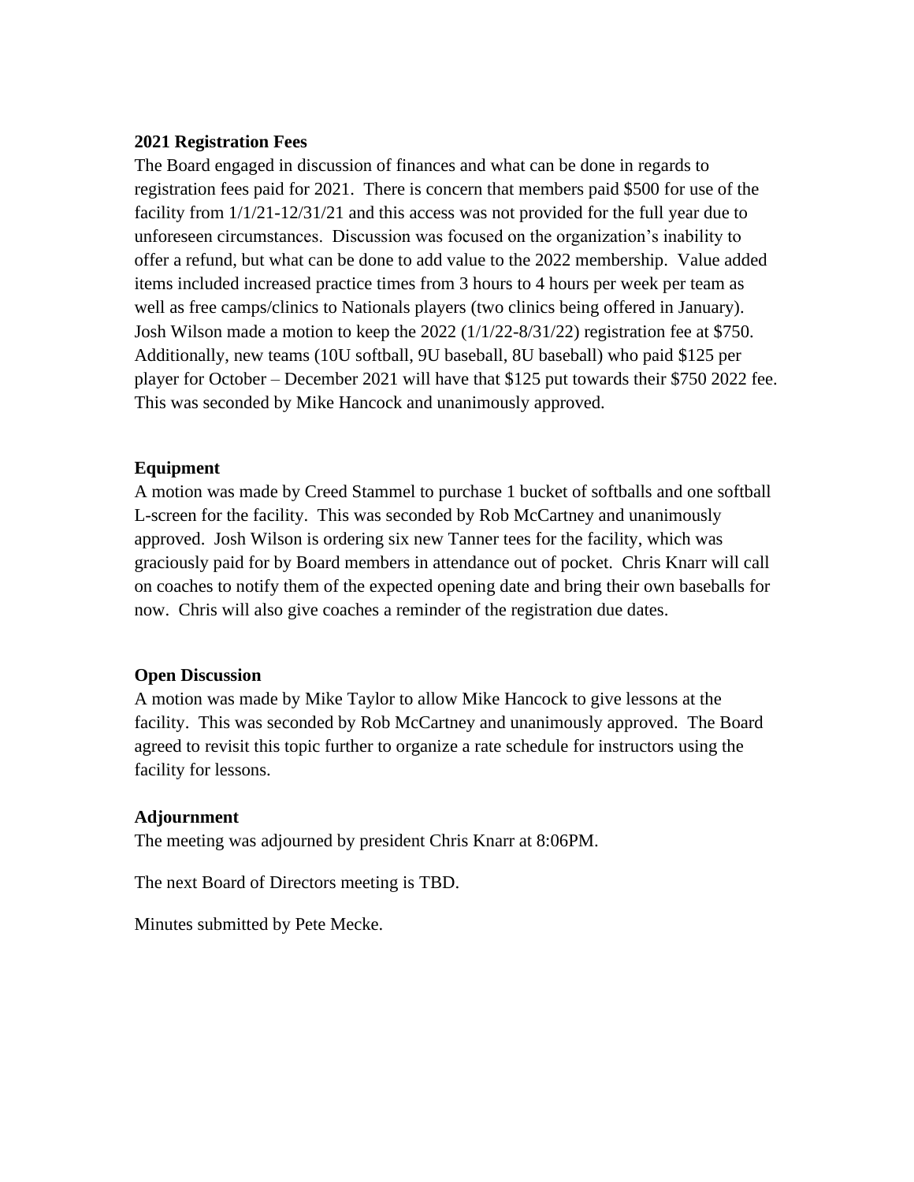**2021 Registration Fees**

The Board engaged in discussion of finances and what can be done in regards to registration fees paid for 2021. There is concern that members paid $500 for use of the facility from 1/1/21-12/31/21 and this access was not provided for the full year due to unforeseen circumstances. Discussion was focused on the organization's inability to offer a refund, but what can be done to add value to the 2022 membership. Value added items included increased practice times from 3 hours to 4 hours per week per team as well as free camps/clinics to Nationals players (two clinics being offered in January). Josh Wilson made a motion to keep the 2022 (1/1/22-8/31/22) registration fee at $750. Additionally, new teams (10U softball, 9U baseball, 8U baseball) who paid $125 per player for October – December 2021 will have that $125 put towards their $750 2022 fee. This was seconded by Mike Hancock and unanimously approved.

**Equipment**

A motion was made by Creed Stammel to purchase 1 bucket of softballs and one softball L-screen for the facility. This was seconded by Rob McCartney and unanimously approved. Josh Wilson is ordering six new Tanner tees for the facility, which was graciously paid for by Board members in attendance out of pocket. Chris Knarr will call on coaches to notify them of the expected opening date and bring their own baseballs for now. Chris will also give coaches a reminder of the registration due dates.

**Open Discussion**

A motion was made by Mike Taylor to allow Mike Hancock to give lessons at the facility. This was seconded by Rob McCartney and unanimously approved. The Board agreed to revisit this topic further to organize a rate schedule for instructors using the facility for lessons.

**Adjournment**

The meeting was adjourned by president Chris Knarr at 8:06PM.

The next Board of Directors meeting is TBD.

Minutes submitted by Pete Mecke.